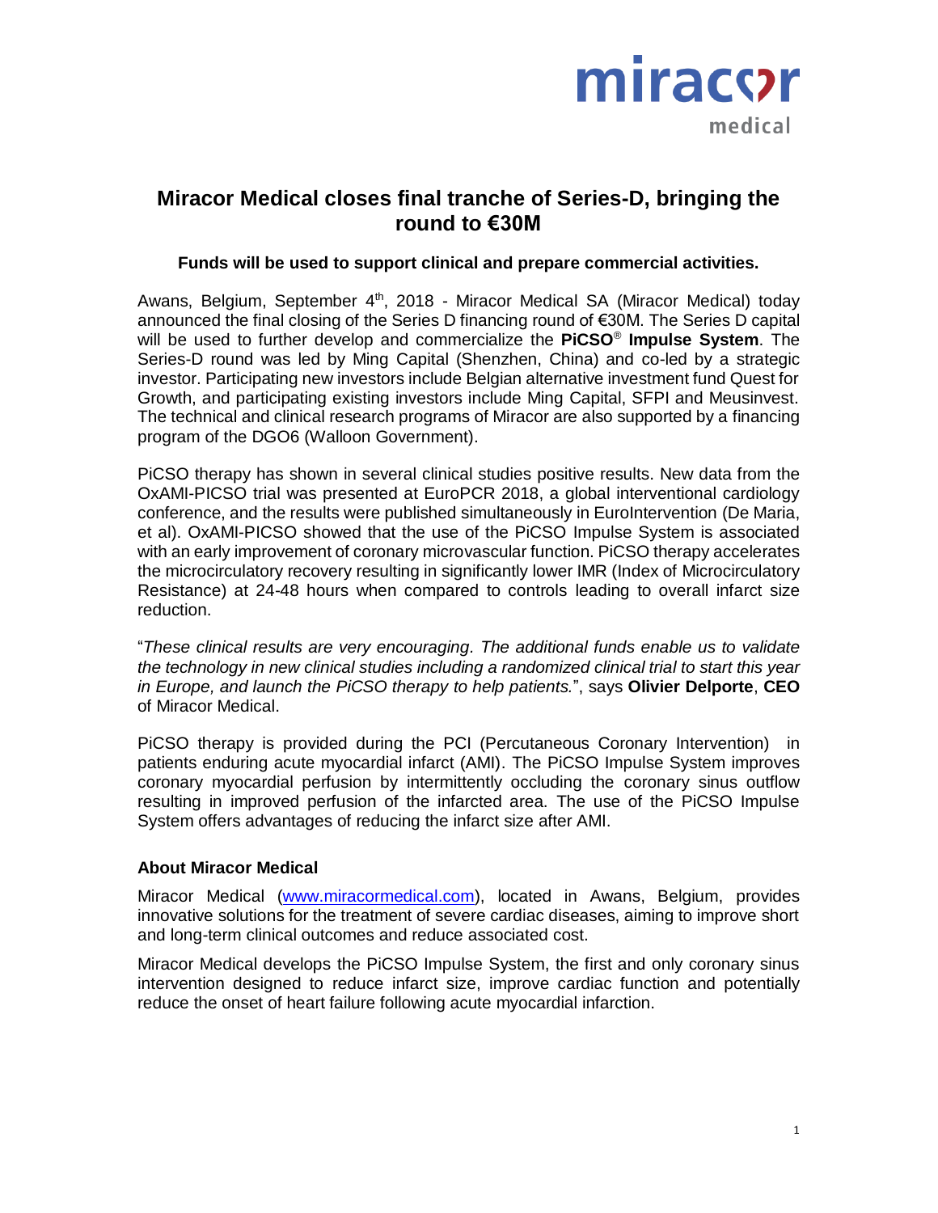# Miracor Medical closes final tranche of Series-D, bringing the round to €30M

**Funds will be used to support clinical and prepare commercial activities.**

Awans, Belgium, September 4th, 2018 - Miracor Medical SA (Miracor Medical) today announced the final closing of the Series D financing round of €30M. The Series D capital will be used to further develop and commercialize the **PiCSO® Impulse System**. The Series-D round was led by Ming Capital (Shenzhen, China) and co-led by a strategic investor. Participating new investors include Belgian alternative investment fund Quest for Growth, and participating existing investors include Ming Capital, SFPI and Meusinvest. The technical and clinical research programs of Miracor are also supported by a financing program of the DGO6 (Walloon Government).

PiCSO therapy has shown in several clinical studies positive results. New data from the OxAMI-PICSO trial was presented at EuroPCR 2018, a global interventional cardiology conference, and the results were published simultaneously in EuroIntervention (De Maria, et al). OxAMI-PICSO showed that the use of the PiCSO Impulse System is associated with an early improvement of coronary microvascular function. PiCSO therapy accelerates the microcirculatory recovery resulting in significantly lower IMR (Index of Microcirculatory Resistance) at 24-48 hours when compared to controls leading to overall infarct size reduction.

"*These clinical results are very encouraging. The additional funds enable us to validate the technology in new clinical studies including a randomized clinical trial to start this year in Europe, and launch the PiCSO therapy to help patients.*", says **Olivier Delporte**, **CEO** of Miracor Medical.

PiCSO therapy is provided during the PCI (Percutaneous Coronary Intervention) in patients enduring acute myocardial infarct (AMI). The PiCSO Impulse System improves coronary myocardial perfusion by intermittently occluding the coronary sinus outflow resulting in improved perfusion of the infarcted area. The use of the PiCSO Impulse System offers advantages of reducing the infarct size after AMI.

### About Miracor Medical

Miracor Medical (www.miracormedical.com), located in Awans, Belgium, provides innovative solutions for the treatment of severe cardiac diseases, aiming to improve short and long-term clinical outcomes and reduce associated cost.

Miracor Medical develops the PiCSO Impulse System, the first and only coronary sinus intervention designed to reduce infarct size, improve cardiac function and potentially reduce the onset of heart failure following acute myocardial infarction.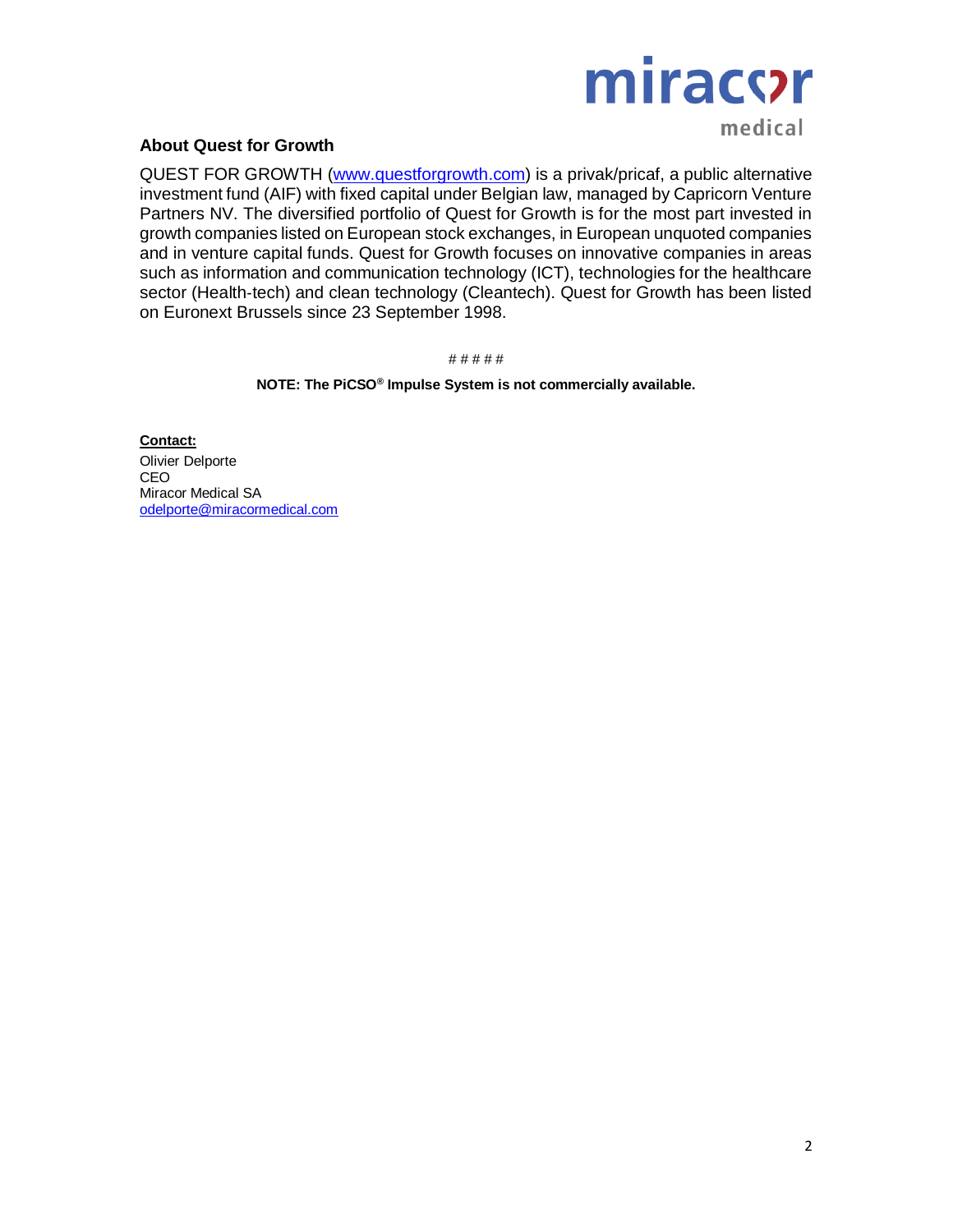## About Quest for Growth

QUEST FOR GROWTH (www.questforgrowth.com) is a privak/pricaf, a public alternative investment fund (AIF) with fixed capital under Belgian law, managed by Capricorn Venture Partners NV. The diversified portfolio of Quest for Growth is for the most part invested in growth companies listed on European stock exchanges, in European unquoted companies and in venture capital funds. Quest for Growth focuses on innovative companies in areas such as information and communication technology (ICT), technologies for the healthcare sector (Health-tech) and clean technology (Cleantech). Quest for Growth has been listed on Euronext Brussels since 23 September 1998.

# # # # #

**NOTE: The PiCSO® Impulse System is not commercially available.**

**Contact:**

Olivier Delporte
CEO
Miracor Medical SA
odelporte@miracormedical.com